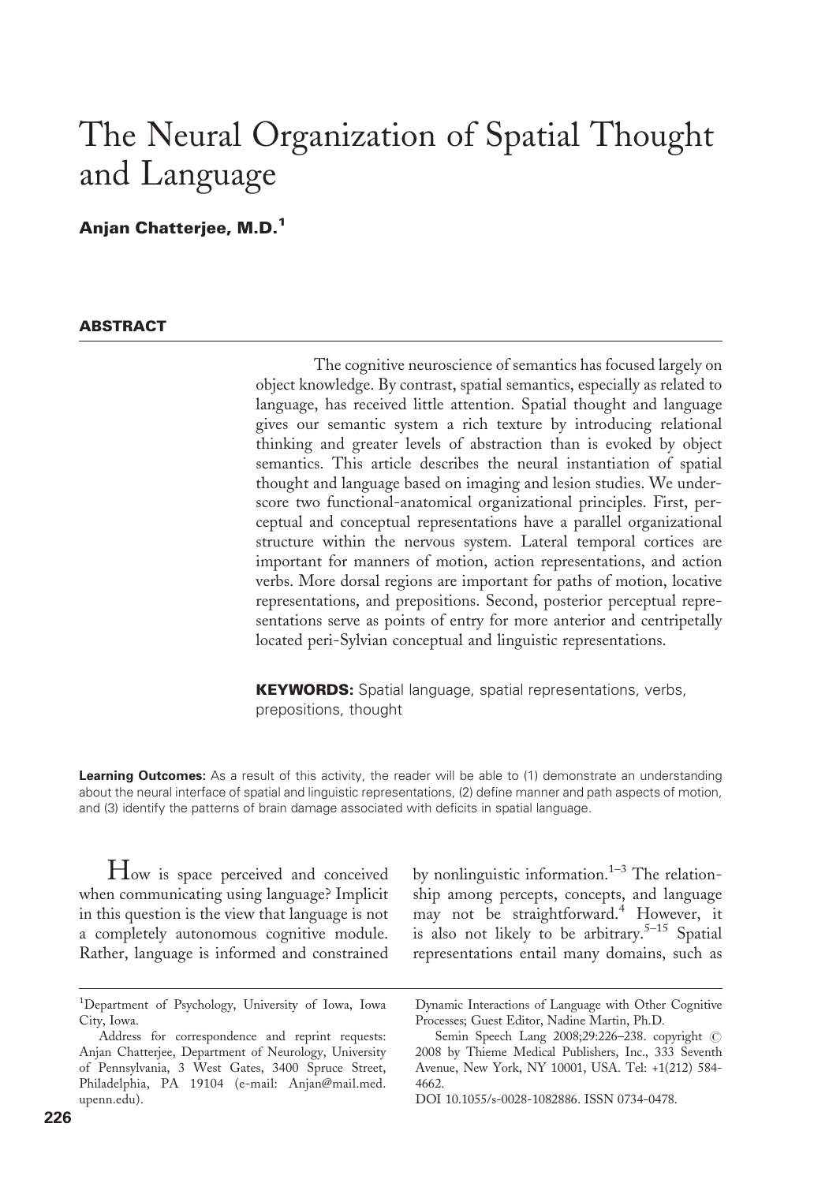# The Neural Organization of Spatial Thought and Language

**Anjan Chatterjee, M.D.**[1]

## ABSTRACT

The cognitive neuroscience of semantics has focused largely on object knowledge. By contrast, spatial semantics, especially as related to language, has received little attention. Spatial thought and language gives our semantic system a rich texture by introducing relational thinking and greater levels of abstraction than is evoked by object semantics. This article describes the neural instantiation of spatial thought and language based on imaging and lesion studies. We underscore two functional-anatomical organizational principles. First, perceptual and conceptual representations have a parallel organizational structure within the nervous system. Lateral temporal cortices are important for manners of motion, action representations, and action verbs. More dorsal regions are important for paths of motion, locative representations, and prepositions. Second, posterior perceptual representations serve as points of entry for more anterior and centripetally located peri-Sylvian conceptual and linguistic representations.

**KEYWORDS:** Spatial language, spatial representations, verbs, prepositions, thought

**Learning Outcomes:** As a result of this activity, the reader will be able to (1) demonstrate an understanding about the neural interface of spatial and linguistic representations, (2) define manner and path aspects of motion, and (3) identify the patterns of brain damage associated with deficits in spatial language.

How is space perceived and conceived when communicating using language? Implicit in this question is the view that language is not a completely autonomous cognitive module. Rather, language is informed and constrained by nonlinguistic information.[1–3] The relationship among percepts, concepts, and language may not be straightforward.[4] However, it is also not likely to be arbitrary.[5–15] Spatial representations entail many domains, such as

---

[1]Department of Psychology, University of Iowa, Iowa City, Iowa.

Address for correspondence and reprint requests: Anjan Chatterjee, Department of Neurology, University of Pennsylvania, 3 West Gates, 3400 Spruce Street, Philadelphia, PA 19104 (e-mail: Anjan@mail.med.upenn.edu).

Dynamic Interactions of Language with Other Cognitive Processes; Guest Editor, Nadine Martin, Ph.D.

Semin Speech Lang 2008;29:226–238. copyright © 2008 by Thieme Medical Publishers, Inc., 333 Seventh Avenue, New York, NY 10001, USA. Tel: +1(212) 584-4662.

DOI 10.1055/s-0028-1082886. ISSN 0734-0478.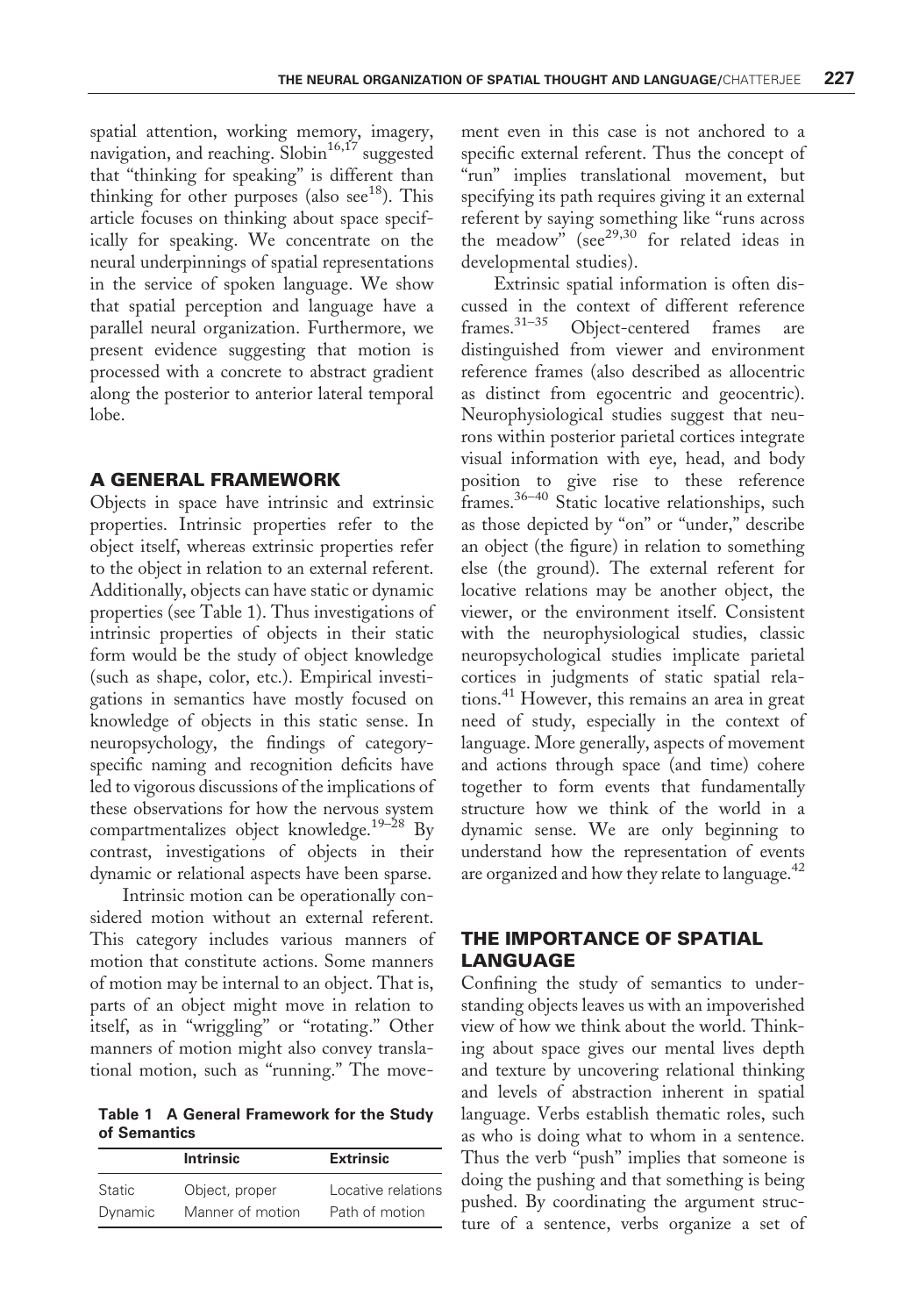spatial attention, working memory, imagery, navigation, and reaching. Slobin[16,17] suggested that "thinking for speaking" is different than thinking for other purposes (also see[18]). This article focuses on thinking about space specifically for speaking. We concentrate on the neural underpinnings of spatial representations in the service of spoken language. We show that spatial perception and language have a parallel neural organization. Furthermore, we present evidence suggesting that motion is processed with a concrete to abstract gradient along the posterior to anterior lateral temporal lobe.

## A GENERAL FRAMEWORK

Objects in space have intrinsic and extrinsic properties. Intrinsic properties refer to the object itself, whereas extrinsic properties refer to the object in relation to an external referent. Additionally, objects can have static or dynamic properties (see Table 1). Thus investigations of intrinsic properties of objects in their static form would be the study of object knowledge (such as shape, color, etc.). Empirical investigations in semantics have mostly focused on knowledge of objects in this static sense. In neuropsychology, the findings of category-specific naming and recognition deficits have led to vigorous discussions of the implications of these observations for how the nervous system compartmentalizes object knowledge.[19–28] By contrast, investigations of objects in their dynamic or relational aspects have been sparse.

Intrinsic motion can be operationally considered motion without an external referent. This category includes various manners of motion that constitute actions. Some manners of motion may be internal to an object. That is, parts of an object might move in relation to itself, as in "wriggling" or "rotating." Other manners of motion might also convey translational motion, such as "running." The movement even in this case is not anchored to a specific external referent. Thus the concept of "run" implies translational movement, but specifying its path requires giving it an external referent by saying something like "runs across the meadow" (see[29,30] for related ideas in developmental studies).

**Table 1 A General Framework for the Study of Semantics**

| | Intrinsic | Extrinsic |
|---|---|---|
| Static | Object, proper | Locative relations |
| Dynamic | Manner of motion | Path of motion |

Extrinsic spatial information is often discussed in the context of different reference frames.[31–35] Object-centered frames are distinguished from viewer and environment reference frames (also described as allocentric as distinct from egocentric and geocentric). Neurophysiological studies suggest that neurons within posterior parietal cortices integrate visual information with eye, head, and body position to give rise to these reference frames.[36–40] Static locative relationships, such as those depicted by "on" or "under," describe an object (the figure) in relation to something else (the ground). The external referent for locative relations may be another object, the viewer, or the environment itself. Consistent with the neurophysiological studies, classic neuropsychological studies implicate parietal cortices in judgments of static spatial relations.[41] However, this remains an area in great need of study, especially in the context of language. More generally, aspects of movement and actions through space (and time) cohere together to form events that fundamentally structure how we think of the world in a dynamic sense. We are only beginning to understand how the representation of events are organized and how they relate to language.[42]

## THE IMPORTANCE OF SPATIAL LANGUAGE

Confining the study of semantics to understanding objects leaves us with an impoverished view of how we think about the world. Thinking about space gives our mental lives depth and texture by uncovering relational thinking and levels of abstraction inherent in spatial language. Verbs establish thematic roles, such as who is doing what to whom in a sentence. Thus the verb "push" implies that someone is doing the pushing and that something is being pushed. By coordinating the argument structure of a sentence, verbs organize a set of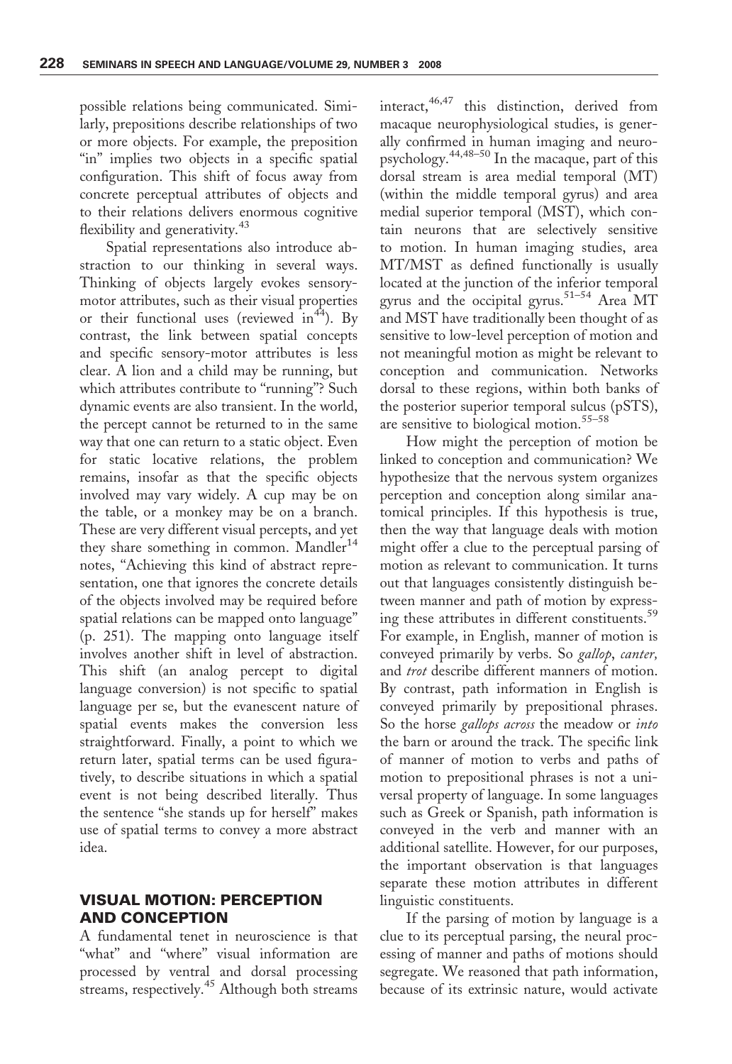possible relations being communicated. Similarly, prepositions describe relationships of two or more objects. For example, the preposition "in" implies two objects in a specific spatial configuration. This shift of focus away from concrete perceptual attributes of objects and to their relations delivers enormous cognitive flexibility and generativity.[43]

Spatial representations also introduce abstraction to our thinking in several ways. Thinking of objects largely evokes sensory-motor attributes, such as their visual properties or their functional uses (reviewed in[44]). By contrast, the link between spatial concepts and specific sensory-motor attributes is less clear. A lion and a child may be running, but which attributes contribute to "running"? Such dynamic events are also transient. In the world, the percept cannot be returned to in the same way that one can return to a static object. Even for static locative relations, the problem remains, insofar as that the specific objects involved may vary widely. A cup may be on the table, or a monkey may be on a branch. These are very different visual percepts, and yet they share something in common. Mandler[14] notes, "Achieving this kind of abstract representation, one that ignores the concrete details of the objects involved may be required before spatial relations can be mapped onto language" (p. 251). The mapping onto language itself involves another shift in level of abstraction. This shift (an analog percept to digital language conversion) is not specific to spatial language per se, but the evanescent nature of spatial events makes the conversion less straightforward. Finally, a point to which we return later, spatial terms can be used figuratively, to describe situations in which a spatial event is not being described literally. Thus the sentence "she stands up for herself" makes use of spatial terms to convey a more abstract idea.

## VISUAL MOTION: PERCEPTION AND CONCEPTION

A fundamental tenet in neuroscience is that "what" and "where" visual information are processed by ventral and dorsal processing streams, respectively.[45] Although both streams interact,[46,47] this distinction, derived from macaque neurophysiological studies, is generally confirmed in human imaging and neuropsychology.[44,48–50] In the macaque, part of this dorsal stream is area medial temporal (MT) (within the middle temporal gyrus) and area medial superior temporal (MST), which contain neurons that are selectively sensitive to motion. In human imaging studies, area MT/MST as defined functionally is usually located at the junction of the inferior temporal gyrus and the occipital gyrus.[51–54] Area MT and MST have traditionally been thought of as sensitive to low-level perception of motion and not meaningful motion as might be relevant to conception and communication. Networks dorsal to these regions, within both banks of the posterior superior temporal sulcus (pSTS), are sensitive to biological motion.[55–58]

How might the perception of motion be linked to conception and communication? We hypothesize that the nervous system organizes perception and conception along similar anatomical principles. If this hypothesis is true, then the way that language deals with motion might offer a clue to the perceptual parsing of motion as relevant to communication. It turns out that languages consistently distinguish between manner and path of motion by expressing these attributes in different constituents.[59] For example, in English, manner of motion is conveyed primarily by verbs. So *gallop*, *canter,* and *trot* describe different manners of motion. By contrast, path information in English is conveyed primarily by prepositional phrases. So the horse *gallops across* the meadow or *into* the barn or around the track. The specific link of manner of motion to verbs and paths of motion to prepositional phrases is not a universal property of language. In some languages such as Greek or Spanish, path information is conveyed in the verb and manner with an additional satellite. However, for our purposes, the important observation is that languages separate these motion attributes in different linguistic constituents.

If the parsing of motion by language is a clue to its perceptual parsing, the neural processing of manner and paths of motions should segregate. We reasoned that path information, because of its extrinsic nature, would activate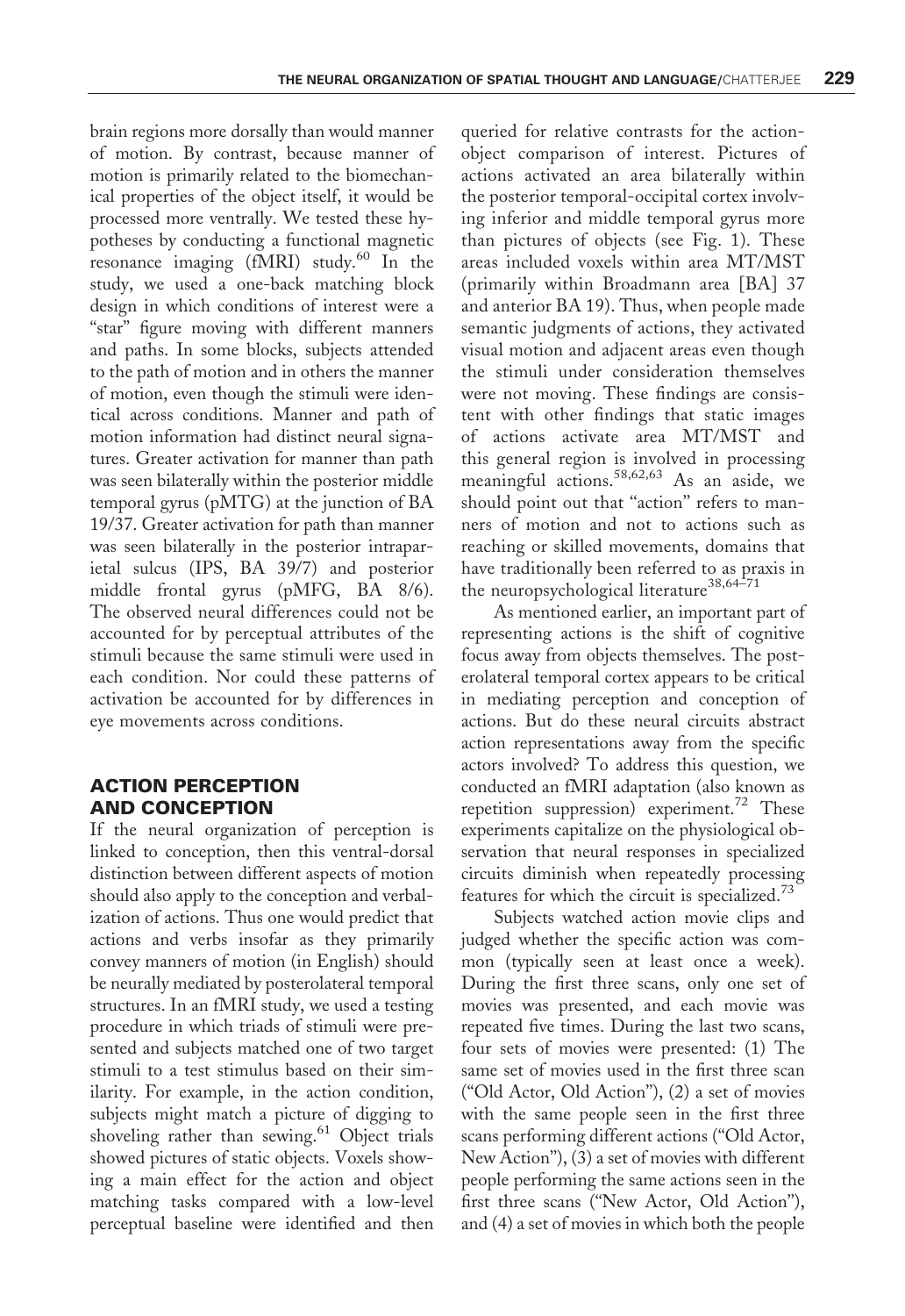brain regions more dorsally than would manner of motion. By contrast, because manner of motion is primarily related to the biomechanical properties of the object itself, it would be processed more ventrally. We tested these hypotheses by conducting a functional magnetic resonance imaging (fMRI) study.[60] In the study, we used a one-back matching block design in which conditions of interest were a "star" figure moving with different manners and paths. In some blocks, subjects attended to the path of motion and in others the manner of motion, even though the stimuli were identical across conditions. Manner and path of motion information had distinct neural signatures. Greater activation for manner than path was seen bilaterally within the posterior middle temporal gyrus (pMTG) at the junction of BA 19/37. Greater activation for path than manner was seen bilaterally in the posterior intraparietal sulcus (IPS, BA 39/7) and posterior middle frontal gyrus (pMFG, BA 8/6). The observed neural differences could not be accounted for by perceptual attributes of the stimuli because the same stimuli were used in each condition. Nor could these patterns of activation be accounted for by differences in eye movements across conditions.

## ACTION PERCEPTION AND CONCEPTION

If the neural organization of perception is linked to conception, then this ventral-dorsal distinction between different aspects of motion should also apply to the conception and verbalization of actions. Thus one would predict that actions and verbs insofar as they primarily convey manners of motion (in English) should be neurally mediated by posterolateral temporal structures. In an fMRI study, we used a testing procedure in which triads of stimuli were presented and subjects matched one of two target stimuli to a test stimulus based on their similarity. For example, in the action condition, subjects might match a picture of digging to shoveling rather than sewing.[61] Object trials showed pictures of static objects. Voxels showing a main effect for the action and object matching tasks compared with a low-level perceptual baseline were identified and then queried for relative contrasts for the action-object comparison of interest. Pictures of actions activated an area bilaterally within the posterior temporal-occipital cortex involving inferior and middle temporal gyrus more than pictures of objects (see Fig. 1). These areas included voxels within area MT/MST (primarily within Broadmann area [BA] 37 and anterior BA 19). Thus, when people made semantic judgments of actions, they activated visual motion and adjacent areas even though the stimuli under consideration themselves were not moving. These findings are consistent with other findings that static images of actions activate area MT/MST and this general region is involved in processing meaningful actions.[58,62,63] As an aside, we should point out that "action" refers to manners of motion and not to actions such as reaching or skilled movements, domains that have traditionally been referred to as praxis in the neuropsychological literature[38,64–71]

As mentioned earlier, an important part of representing actions is the shift of cognitive focus away from objects themselves. The posterolateral temporal cortex appears to be critical in mediating perception and conception of actions. But do these neural circuits abstract action representations away from the specific actors involved? To address this question, we conducted an fMRI adaptation (also known as repetition suppression) experiment.[72] These experiments capitalize on the physiological observation that neural responses in specialized circuits diminish when repeatedly processing features for which the circuit is specialized.[73]

Subjects watched action movie clips and judged whether the specific action was common (typically seen at least once a week). During the first three scans, only one set of movies was presented, and each movie was repeated five times. During the last two scans, four sets of movies were presented: (1) The same set of movies used in the first three scan ("Old Actor, Old Action"), (2) a set of movies with the same people seen in the first three scans performing different actions ("Old Actor, New Action"), (3) a set of movies with different people performing the same actions seen in the first three scans ("New Actor, Old Action"), and (4) a set of movies in which both the people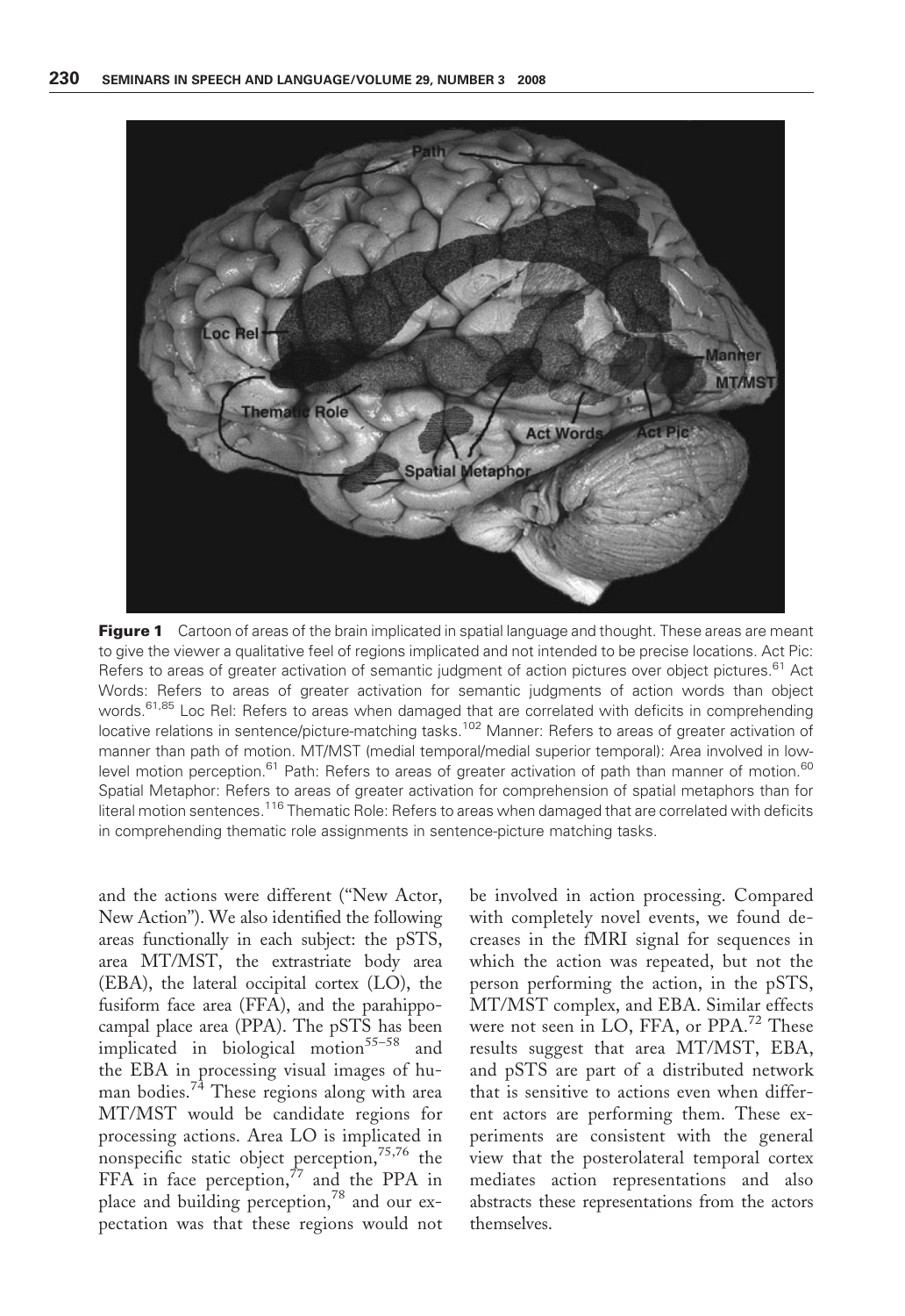**Figure 1** Cartoon of areas of the brain implicated in spatial language and thought. These areas are meant to give the viewer a qualitative feel of regions implicated and not intended to be precise locations. Act Pic: Refers to areas of greater activation of semantic judgment of action pictures over object pictures.[61] Act Words: Refers to areas of greater activation for semantic judgments of action words than object words.[61,85] Loc Rel: Refers to areas when damaged that are correlated with deficits in comprehending locative relations in sentence/picture-matching tasks.[102] Manner: Refers to areas of greater activation of manner than path of motion. MT/MST (medial temporal/medial superior temporal): Area involved in low-level motion perception.[61] Path: Refers to areas of greater activation of path than manner of motion.[60] Spatial Metaphor: Refers to areas of greater activation for comprehension of spatial metaphors than for literal motion sentences.[116] Thematic Role: Refers to areas when damaged that are correlated with deficits in comprehending thematic role assignments in sentence-picture matching tasks.

and the actions were different ("New Actor, New Action"). We also identified the following areas functionally in each subject: the pSTS, area MT/MST, the extrastriate body area (EBA), the lateral occipital cortex (LO), the fusiform face area (FFA), and the parahippocampal place area (PPA). The pSTS has been implicated in biological motion[55–58] and the EBA in processing visual images of human bodies.[74] These regions along with area MT/MST would be candidate regions for processing actions. Area LO is implicated in nonspecific static object perception,[75,76] the FFA in face perception,[77] and the PPA in place and building perception,[78] and our expectation was that these regions would not be involved in action processing. Compared with completely novel events, we found decreases in the fMRI signal for sequences in which the action was repeated, but not the person performing the action, in the pSTS, MT/MST complex, and EBA. Similar effects were not seen in LO, FFA, or PPA.[72] These results suggest that area MT/MST, EBA, and pSTS are part of a distributed network that is sensitive to actions even when different actors are performing them. These experiments are consistent with the general view that the posterolateral temporal cortex mediates action representations and also abstracts these representations from the actors themselves.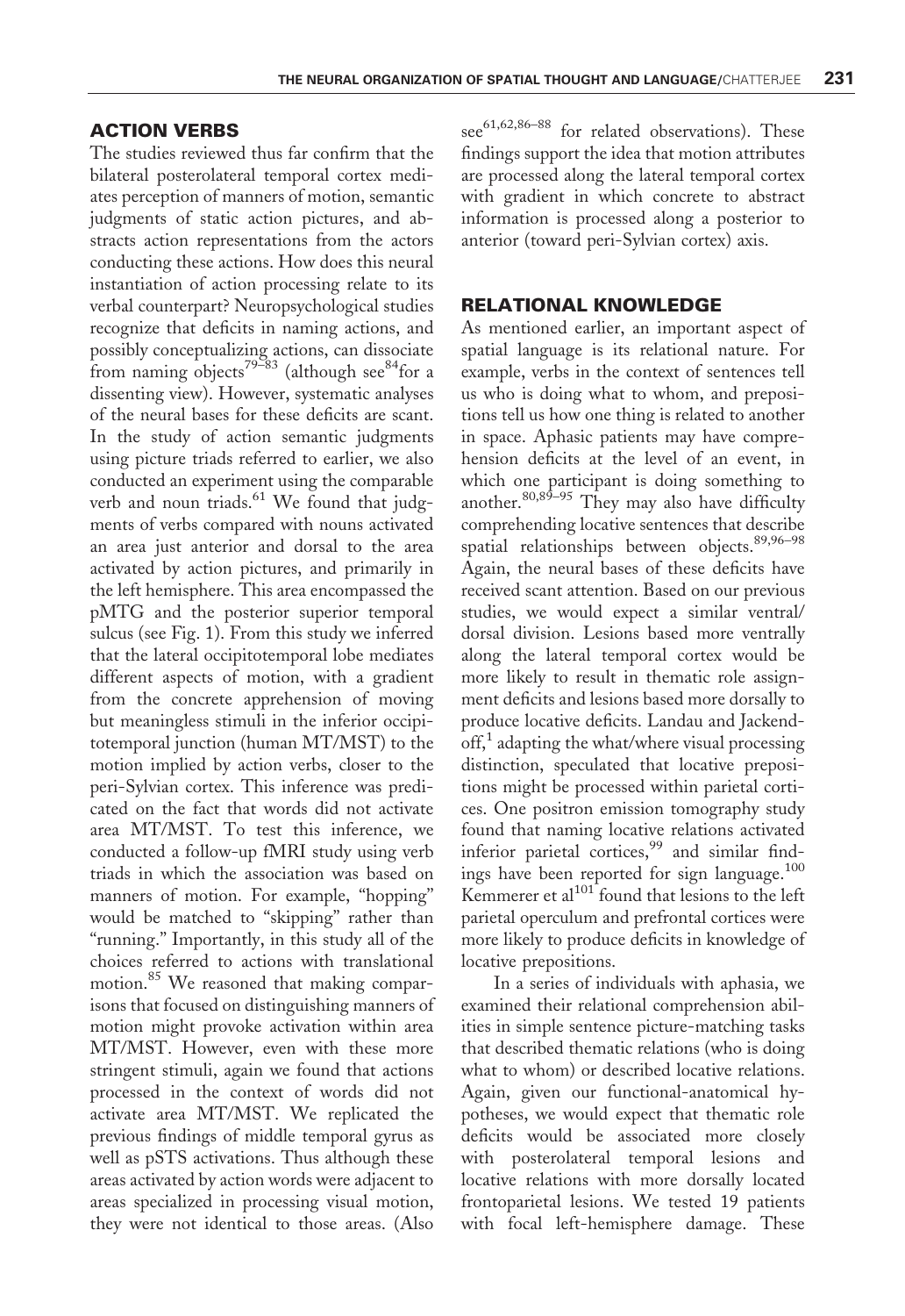## ACTION VERBS

The studies reviewed thus far confirm that the bilateral posterolateral temporal cortex mediates perception of manners of motion, semantic judgments of static action pictures, and abstracts action representations from the actors conducting these actions. How does this neural instantiation of action processing relate to its verbal counterpart? Neuropsychological studies recognize that deficits in naming actions, and possibly conceptualizing actions, can dissociate from naming objects[79–83] (although see[84] for a dissenting view). However, systematic analyses of the neural bases for these deficits are scant. In the study of action semantic judgments using picture triads referred to earlier, we also conducted an experiment using the comparable verb and noun triads.[61] We found that judgments of verbs compared with nouns activated an area just anterior and dorsal to the area activated by action pictures, and primarily in the left hemisphere. This area encompassed the pMTG and the posterior superior temporal sulcus (see Fig. 1). From this study we inferred that the lateral occipitotemporal lobe mediates different aspects of motion, with a gradient from the concrete apprehension of moving but meaningless stimuli in the inferior occipitotemporal junction (human MT/MST) to the motion implied by action verbs, closer to the peri-Sylvian cortex. This inference was predicated on the fact that words did not activate area MT/MST. To test this inference, we conducted a follow-up fMRI study using verb triads in which the association was based on manners of motion. For example, "hopping" would be matched to "skipping" rather than "running." Importantly, in this study all of the choices referred to actions with translational motion.[85] We reasoned that making comparisons that focused on distinguishing manners of motion might provoke activation within area MT/MST. However, even with these more stringent stimuli, again we found that actions processed in the context of words did not activate area MT/MST. We replicated the previous findings of middle temporal gyrus as well as pSTS activations. Thus although these areas activated by action words were adjacent to areas specialized in processing visual motion, they were not identical to those areas. (Also see[61,62,86–88] for related observations). These findings support the idea that motion attributes are processed along the lateral temporal cortex with gradient in which concrete to abstract information is processed along a posterior to anterior (toward peri-Sylvian cortex) axis.

## RELATIONAL KNOWLEDGE

As mentioned earlier, an important aspect of spatial language is its relational nature. For example, verbs in the context of sentences tell us who is doing what to whom, and prepositions tell us how one thing is related to another in space. Aphasic patients may have comprehension deficits at the level of an event, in which one participant is doing something to another.[80,89–95] They may also have difficulty comprehending locative sentences that describe spatial relationships between objects.[89,96–98] Again, the neural bases of these deficits have received scant attention. Based on our previous studies, we would expect a similar ventral/dorsal division. Lesions based more ventrally along the lateral temporal cortex would be more likely to result in thematic role assignment deficits and lesions based more dorsally to produce locative deficits. Landau and Jackendoff,[1] adapting the what/where visual processing distinction, speculated that locative prepositions might be processed within parietal cortices. One positron emission tomography study found that naming locative relations activated inferior parietal cortices,[99] and similar findings have been reported for sign language.[100] Kemmerer et al[101] found that lesions to the left parietal operculum and prefrontal cortices were more likely to produce deficits in knowledge of locative prepositions.

In a series of individuals with aphasia, we examined their relational comprehension abilities in simple sentence picture-matching tasks that described thematic relations (who is doing what to whom) or described locative relations. Again, given our functional-anatomical hypotheses, we would expect that thematic role deficits would be associated more closely with posterolateral temporal lesions and locative relations with more dorsally located frontoparietal lesions. We tested 19 patients with focal left-hemisphere damage. These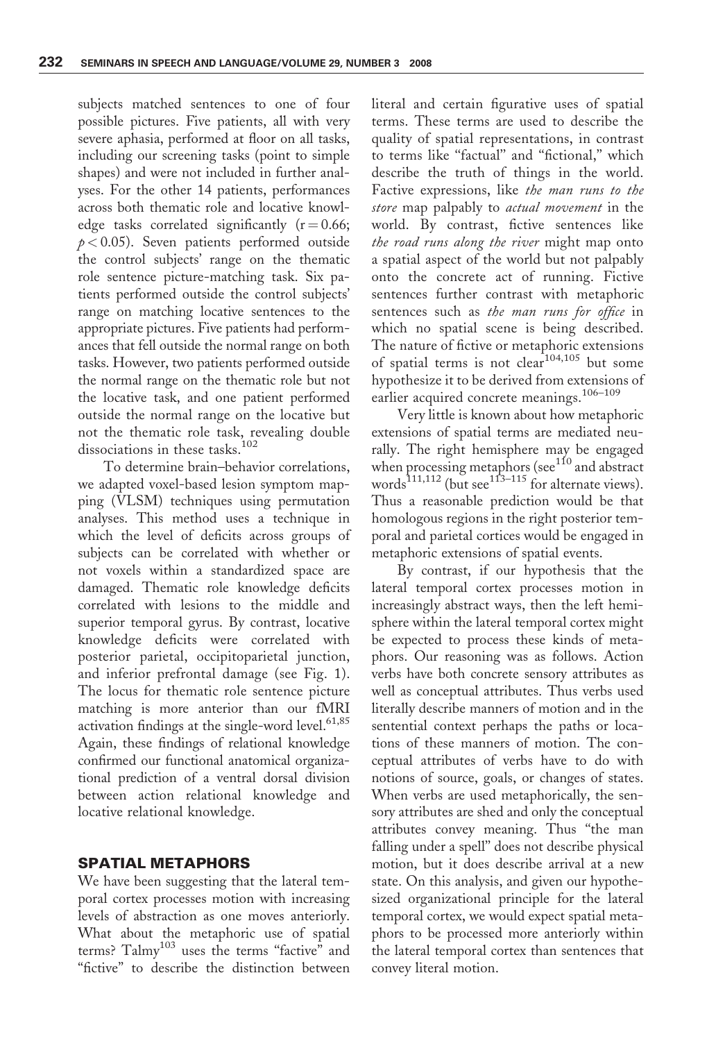subjects matched sentences to one of four possible pictures. Five patients, all with very severe aphasia, performed at floor on all tasks, including our screening tasks (point to simple shapes) and were not included in further analyses. For the other 14 patients, performances across both thematic role and locative knowledge tasks correlated significantly ($r = 0.66$; $p < 0.05$). Seven patients performed outside the control subjects' range on the thematic role sentence picture-matching task. Six patients performed outside the control subjects' range on matching locative sentences to the appropriate pictures. Five patients had performances that fell outside the normal range on both tasks. However, two patients performed outside the normal range on the thematic role but not the locative task, and one patient performed outside the normal range on the locative but not the thematic role task, revealing double dissociations in these tasks.[102]

To determine brain–behavior correlations, we adapted voxel-based lesion symptom mapping (VLSM) techniques using permutation analyses. This method uses a technique in which the level of deficits across groups of subjects can be correlated with whether or not voxels within a standardized space are damaged. Thematic role knowledge deficits correlated with lesions to the middle and superior temporal gyrus. By contrast, locative knowledge deficits were correlated with posterior parietal, occipitoparietal junction, and inferior prefrontal damage (see Fig. 1). The locus for thematic role sentence picture matching is more anterior than our fMRI activation findings at the single-word level.[61,85] Again, these findings of relational knowledge confirmed our functional anatomical organizational prediction of a ventral dorsal division between action relational knowledge and locative relational knowledge.

## SPATIAL METAPHORS

We have been suggesting that the lateral temporal cortex processes motion with increasing levels of abstraction as one moves anteriorly. What about the metaphoric use of spatial terms? Talmy[103] uses the terms "factive" and "fictive" to describe the distinction between literal and certain figurative uses of spatial terms. These terms are used to describe the quality of spatial representations, in contrast to terms like "factual" and "fictional," which describe the truth of things in the world. Factive expressions, like *the man runs to the store* map palpably to *actual movement* in the world. By contrast, fictive sentences like *the road runs along the river* might map onto a spatial aspect of the world but not palpably onto the concrete act of running. Fictive sentences further contrast with metaphoric sentences such as *the man runs for office* in which no spatial scene is being described. The nature of fictive or metaphoric extensions of spatial terms is not clear[104,105] but some hypothesize it to be derived from extensions of earlier acquired concrete meanings.[106–109]

Very little is known about how metaphoric extensions of spatial terms are mediated neurally. The right hemisphere may be engaged when processing metaphors (see[110] and abstract words[111,112] (but see[113–115] for alternate views). Thus a reasonable prediction would be that homologous regions in the right posterior temporal and parietal cortices would be engaged in metaphoric extensions of spatial events.

By contrast, if our hypothesis that the lateral temporal cortex processes motion in increasingly abstract ways, then the left hemisphere within the lateral temporal cortex might be expected to process these kinds of metaphors. Our reasoning was as follows. Action verbs have both concrete sensory attributes as well as conceptual attributes. Thus verbs used literally describe manners of motion and in the sentential context perhaps the paths or locations of these manners of motion. The conceptual attributes of verbs have to do with notions of source, goals, or changes of states. When verbs are used metaphorically, the sensory attributes are shed and only the conceptual attributes convey meaning. Thus "the man falling under a spell" does not describe physical motion, but it does describe arrival at a new state. On this analysis, and given our hypothesized organizational principle for the lateral temporal cortex, we would expect spatial metaphors to be processed more anteriorly within the lateral temporal cortex than sentences that convey literal motion.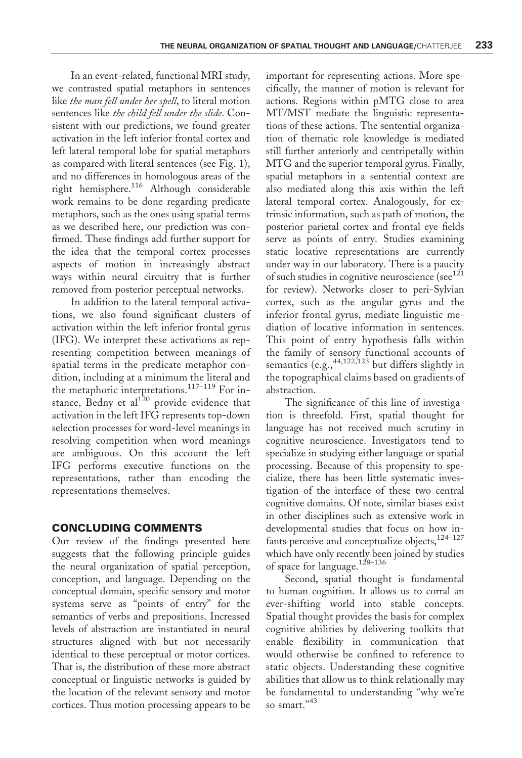In an event-related, functional MRI study, we contrasted spatial metaphors in sentences like *the man fell under her spell*, to literal motion sentences like *the child fell under the slide*. Consistent with our predictions, we found greater activation in the left inferior frontal cortex and left lateral temporal lobe for spatial metaphors as compared with literal sentences (see Fig. 1), and no differences in homologous areas of the right hemisphere.[116] Although considerable work remains to be done regarding predicate metaphors, such as the ones using spatial terms as we described here, our prediction was confirmed. These findings add further support for the idea that the temporal cortex processes aspects of motion in increasingly abstract ways within neural circuitry that is further removed from posterior perceptual networks.

In addition to the lateral temporal activations, we also found significant clusters of activation within the left inferior frontal gyrus (IFG). We interpret these activations as representing competition between meanings of spatial terms in the predicate metaphor condition, including at a minimum the literal and the metaphoric interpretations.[117–119] For instance, Bedny et al[120] provide evidence that activation in the left IFG represents top-down selection processes for word-level meanings in resolving competition when word meanings are ambiguous. On this account the left IFG performs executive functions on the representations, rather than encoding the representations themselves.

## CONCLUDING COMMENTS

Our review of the findings presented here suggests that the following principle guides the neural organization of spatial perception, conception, and language. Depending on the conceptual domain, specific sensory and motor systems serve as "points of entry" for the semantics of verbs and prepositions. Increased levels of abstraction are instantiated in neural structures aligned with but not necessarily identical to these perceptual or motor cortices. That is, the distribution of these more abstract conceptual or linguistic networks is guided by the location of the relevant sensory and motor cortices. Thus motion processing appears to be important for representing actions. More specifically, the manner of motion is relevant for actions. Regions within pMTG close to area MT/MST mediate the linguistic representations of these actions. The sentential organization of thematic role knowledge is mediated still further anteriorly and centripetally within MTG and the superior temporal gyrus. Finally, spatial metaphors in a sentential context are also mediated along this axis within the left lateral temporal cortex. Analogously, for extrinsic information, such as path of motion, the posterior parietal cortex and frontal eye fields serve as points of entry. Studies examining static locative representations are currently under way in our laboratory. There is a paucity of such studies in cognitive neuroscience (see[121] for review). Networks closer to peri-Sylvian cortex, such as the angular gyrus and the inferior frontal gyrus, mediate linguistic mediation of locative information in sentences. This point of entry hypothesis falls within the family of sensory functional accounts of semantics (e.g.,[44,122,123] but differs slightly in the topographical claims based on gradients of abstraction.

The significance of this line of investigation is threefold. First, spatial thought for language has not received much scrutiny in cognitive neuroscience. Investigators tend to specialize in studying either language or spatial processing. Because of this propensity to specialize, there has been little systematic investigation of the interface of these two central cognitive domains. Of note, similar biases exist in other disciplines such as extensive work in developmental studies that focus on how infants perceive and conceptualize objects,[124–127] which have only recently been joined by studies of space for language.[128–136]

Second, spatial thought is fundamental to human cognition. It allows us to corral an ever-shifting world into stable concepts. Spatial thought provides the basis for complex cognitive abilities by delivering toolkits that enable flexibility in communication that would otherwise be confined to reference to static objects. Understanding these cognitive abilities that allow us to think relationally may be fundamental to understanding "why we're so smart."[43]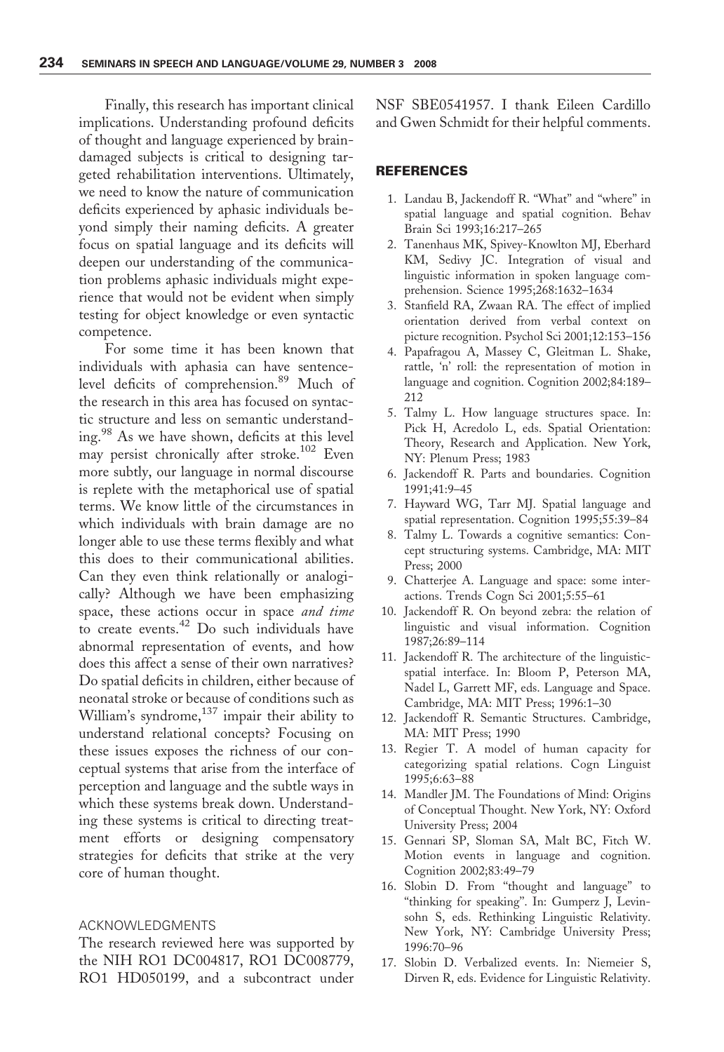Finally, this research has important clinical implications. Understanding profound deficits of thought and language experienced by brain-damaged subjects is critical to designing targeted rehabilitation interventions. Ultimately, we need to know the nature of communication deficits experienced by aphasic individuals beyond simply their naming deficits. A greater focus on spatial language and its deficits will deepen our understanding of the communication problems aphasic individuals might experience that would not be evident when simply testing for object knowledge or even syntactic competence.

For some time it has been known that individuals with aphasia can have sentence-level deficits of comprehension.[89] Much of the research in this area has focused on syntactic structure and less on semantic understanding.[98] As we have shown, deficits at this level may persist chronically after stroke.[102] Even more subtly, our language in normal discourse is replete with the metaphorical use of spatial terms. We know little of the circumstances in which individuals with brain damage are no longer able to use these terms flexibly and what this does to their communicational abilities. Can they even think relationally or analogically? Although we have been emphasizing space, these actions occur in space *and time* to create events.[42] Do such individuals have abnormal representation of events, and how does this affect a sense of their own narratives? Do spatial deficits in children, either because of neonatal stroke or because of conditions such as William's syndrome,[137] impair their ability to understand relational concepts? Focusing on these issues exposes the richness of our conceptual systems that arise from the interface of perception and language and the subtle ways in which these systems break down. Understanding these systems is critical to directing treatment efforts or designing compensatory strategies for deficits that strike at the very core of human thought.

## ACKNOWLEDGMENTS

The research reviewed here was supported by the NIH RO1 DC004817, RO1 DC008779, RO1 HD050199, and a subcontract under NSF SBE0541957. I thank Eileen Cardillo and Gwen Schmidt for their helpful comments.

## REFERENCES

1. Landau B, Jackendoff R. "What" and "where" in spatial language and spatial cognition. Behav Brain Sci 1993;16:217–265
2. Tanenhaus MK, Spivey-Knowlton MJ, Eberhard KM, Sedivy JC. Integration of visual and linguistic information in spoken language comprehension. Science 1995;268:1632–1634
3. Stanfield RA, Zwaan RA. The effect of implied orientation derived from verbal context on picture recognition. Psychol Sci 2001;12:153–156
4. Papafragou A, Massey C, Gleitman L. Shake, rattle, 'n' roll: the representation of motion in language and cognition. Cognition 2002;84:189–212
5. Talmy L. How language structures space. In: Pick H, Acredolo L, eds. Spatial Orientation: Theory, Research and Application. New York, NY: Plenum Press; 1983
6. Jackendoff R. Parts and boundaries. Cognition 1991;41:9–45
7. Hayward WG, Tarr MJ. Spatial language and spatial representation. Cognition 1995;55:39–84
8. Talmy L. Towards a cognitive semantics: Concept structuring systems. Cambridge, MA: MIT Press; 2000
9. Chatterjee A. Language and space: some interactions. Trends Cogn Sci 2001;5:55–61
10. Jackendoff R. On beyond zebra: the relation of linguistic and visual information. Cognition 1987;26:89–114
11. Jackendoff R. The architecture of the linguistic-spatial interface. In: Bloom P, Peterson MA, Nadel L, Garrett MF, eds. Language and Space. Cambridge, MA: MIT Press; 1996:1–30
12. Jackendoff R. Semantic Structures. Cambridge, MA: MIT Press; 1990
13. Regier T. A model of human capacity for categorizing spatial relations. Cogn Linguist 1995;6:63–88
14. Mandler JM. The Foundations of Mind: Origins of Conceptual Thought. New York, NY: Oxford University Press; 2004
15. Gennari SP, Sloman SA, Malt BC, Fitch W. Motion events in language and cognition. Cognition 2002;83:49–79
16. Slobin D. From "thought and language" to "thinking for speaking". In: Gumperz J, Levinsohn S, eds. Rethinking Linguistic Relativity. New York, NY: Cambridge University Press; 1996:70–96
17. Slobin D. Verbalized events. In: Niemeier S, Dirven R, eds. Evidence for Linguistic Relativity.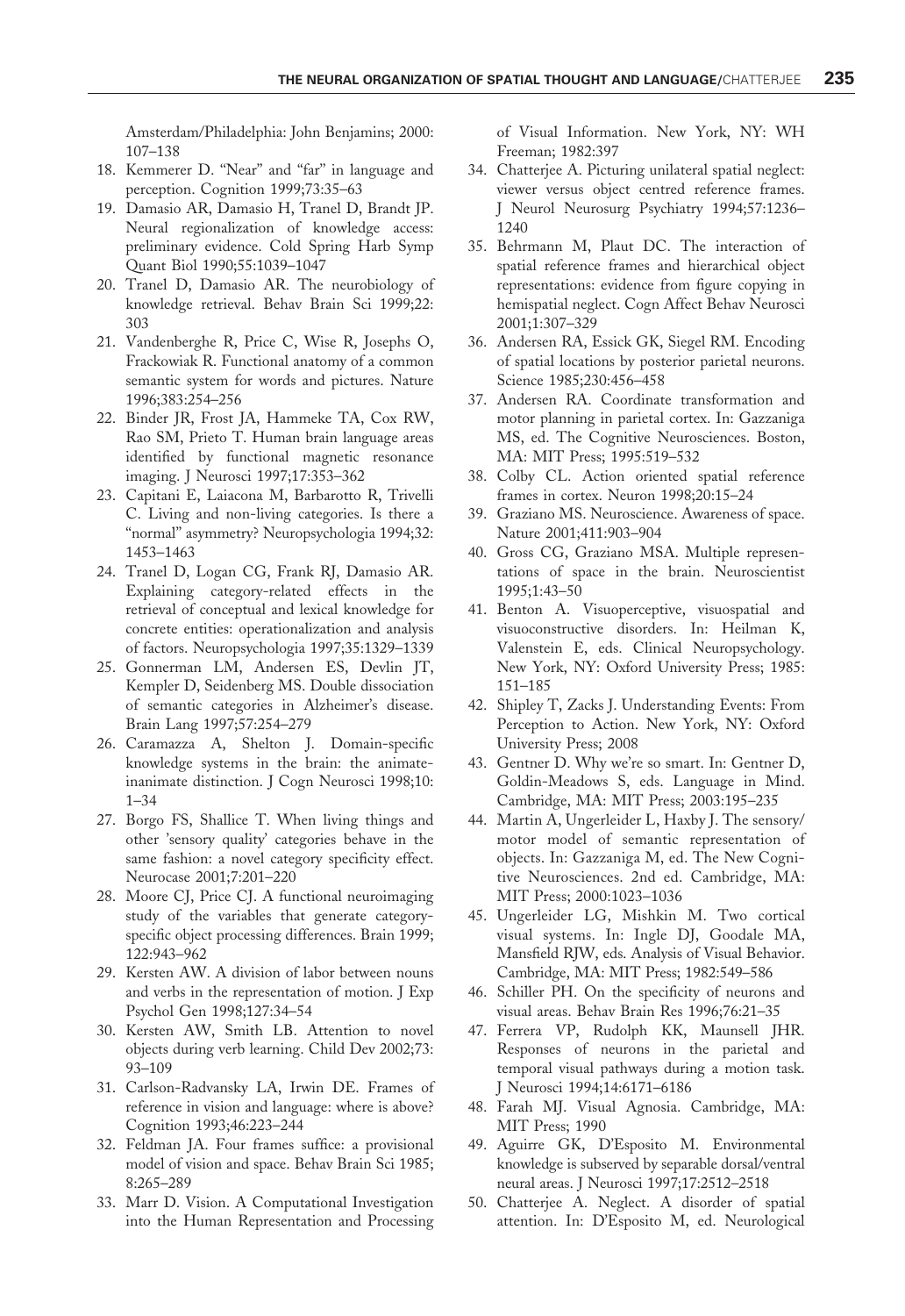Amsterdam/Philadelphia: John Benjamins; 2000: 107–138

18. Kemmerer D. "Near" and "far" in language and perception. Cognition 1999;73:35–63
19. Damasio AR, Damasio H, Tranel D, Brandt JP. Neural regionalization of knowledge access: preliminary evidence. Cold Spring Harb Symp Quant Biol 1990;55:1039–1047
20. Tranel D, Damasio AR. The neurobiology of knowledge retrieval. Behav Brain Sci 1999;22: 303
21. Vandenberghe R, Price C, Wise R, Josephs O, Frackowiak R. Functional anatomy of a common semantic system for words and pictures. Nature 1996;383:254–256
22. Binder JR, Frost JA, Hammeke TA, Cox RW, Rao SM, Prieto T. Human brain language areas identified by functional magnetic resonance imaging. J Neurosci 1997;17:353–362
23. Capitani E, Laiacona M, Barbarotto R, Trivelli C. Living and non-living categories. Is there a "normal" asymmetry? Neuropsychologia 1994;32: 1453–1463
24. Tranel D, Logan CG, Frank RJ, Damasio AR. Explaining category-related effects in the retrieval of conceptual and lexical knowledge for concrete entities: operationalization and analysis of factors. Neuropsychologia 1997;35:1329–1339
25. Gonnerman LM, Andersen ES, Devlin JT, Kempler D, Seidenberg MS. Double dissociation of semantic categories in Alzheimer's disease. Brain Lang 1997;57:254–279
26. Caramazza A, Shelton J. Domain-specific knowledge systems in the brain: the animate-inanimate distinction. J Cogn Neurosci 1998;10: 1–34
27. Borgo FS, Shallice T. When living things and other 'sensory quality' categories behave in the same fashion: a novel category specificity effect. Neurocase 2001;7:201–220
28. Moore CJ, Price CJ. A functional neuroimaging study of the variables that generate category-specific object processing differences. Brain 1999; 122:943–962
29. Kersten AW. A division of labor between nouns and verbs in the representation of motion. J Exp Psychol Gen 1998;127:34–54
30. Kersten AW, Smith LB. Attention to novel objects during verb learning. Child Dev 2002;73: 93–109
31. Carlson-Radvansky LA, Irwin DE. Frames of reference in vision and language: where is above? Cognition 1993;46:223–244
32. Feldman JA. Four frames suffice: a provisional model of vision and space. Behav Brain Sci 1985; 8:265–289
33. Marr D. Vision. A Computational Investigation into the Human Representation and Processing of Visual Information. New York, NY: WH Freeman; 1982:397
34. Chatterjee A. Picturing unilateral spatial neglect: viewer versus object centred reference frames. J Neurol Neurosurg Psychiatry 1994;57:1236–1240
35. Behrmann M, Plaut DC. The interaction of spatial reference frames and hierarchical object representations: evidence from figure copying in hemispatial neglect. Cogn Affect Behav Neurosci 2001;1:307–329
36. Andersen RA, Essick GK, Siegel RM. Encoding of spatial locations by posterior parietal neurons. Science 1985;230:456–458
37. Andersen RA. Coordinate transformation and motor planning in parietal cortex. In: Gazzaniga MS, ed. The Cognitive Neurosciences. Boston, MA: MIT Press; 1995:519–532
38. Colby CL. Action oriented spatial reference frames in cortex. Neuron 1998;20:15–24
39. Graziano MS. Neuroscience. Awareness of space. Nature 2001;411:903–904
40. Gross CG, Graziano MSA. Multiple representations of space in the brain. Neuroscientist 1995;1:43–50
41. Benton A. Visuoperceptive, visuospatial and visuoconstructive disorders. In: Heilman K, Valenstein E, eds. Clinical Neuropsychology. New York, NY: Oxford University Press; 1985: 151–185
42. Shipley T, Zacks J. Understanding Events: From Perception to Action. New York, NY: Oxford University Press; 2008
43. Gentner D. Why we're so smart. In: Gentner D, Goldin-Meadows S, eds. Language in Mind. Cambridge, MA: MIT Press; 2003:195–235
44. Martin A, Ungerleider L, Haxby J. The sensory/motor model of semantic representation of objects. In: Gazzaniga M, ed. The New Cognitive Neurosciences. 2nd ed. Cambridge, MA: MIT Press; 2000:1023–1036
45. Ungerleider LG, Mishkin M. Two cortical visual systems. In: Ingle DJ, Goodale MA, Mansfield RJW, eds. Analysis of Visual Behavior. Cambridge, MA: MIT Press; 1982:549–586
46. Schiller PH. On the specificity of neurons and visual areas. Behav Brain Res 1996;76:21–35
47. Ferrera VP, Rudolph KK, Maunsell JHR. Responses of neurons in the parietal and temporal visual pathways during a motion task. J Neurosci 1994;14:6171–6186
48. Farah MJ. Visual Agnosia. Cambridge, MA: MIT Press; 1990
49. Aguirre GK, D'Esposito M. Environmental knowledge is subserved by separable dorsal/ventral neural areas. J Neurosci 1997;17:2512–2518
50. Chatterjee A. Neglect. A disorder of spatial attention. In: D'Esposito M, ed. Neurological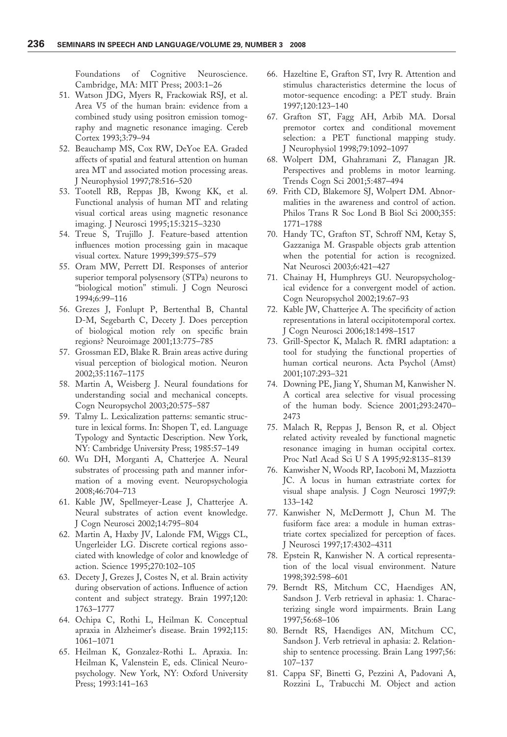Foundations of Cognitive Neuroscience. Cambridge, MA: MIT Press; 2003:1–26

51. Watson JDG, Myers R, Frackowiak RSJ, et al. Area V5 of the human brain: evidence from a combined study using positron emission tomography and magnetic resonance imaging. Cereb Cortex 1993;3:79–94
52. Beauchamp MS, Cox RW, DeYoe EA. Graded affects of spatial and featural attention on human area MT and associated motion processing areas. J Neurophysiol 1997;78:516–520
53. Tootell RB, Reppas JB, Kwong KK, et al. Functional analysis of human MT and relating visual cortical areas using magnetic resonance imaging. J Neurosci 1995;15:3215–3230
54. Treue S, Trujillo J. Feature-based attention influences motion processing gain in macaque visual cortex. Nature 1999;399:575–579
55. Oram MW, Perrett DI. Responses of anterior superior temporal polysensory (STPa) neurons to "biological motion" stimuli. J Cogn Neurosci 1994;6:99–116
56. Grezes J, Fonlupt P, Bertenthal B, Chantal D-M, Segebarth C, Decety J. Does perception of biological motion rely on specific brain regions? Neuroimage 2001;13:775–785
57. Grossman ED, Blake R. Brain areas active during visual perception of biological motion. Neuron 2002;35:1167–1175
58. Martin A, Weisberg J. Neural foundations for understanding social and mechanical concepts. Cogn Neuropsychol 2003;20:575–587
59. Talmy L. Lexicalization patterns: semantic structure in lexical forms. In: Shopen T, ed. Language Typology and Syntactic Description. New York, NY: Cambridge University Press; 1985:57–149
60. Wu DH, Morganti A, Chatterjee A. Neural substrates of processing path and manner information of a moving event. Neuropsychologia 2008;46:704–713
61. Kable JW, Spellmeyer-Lease J, Chatterjee A. Neural substrates of action event knowledge. J Cogn Neurosci 2002;14:795–804
62. Martin A, Haxby JV, Lalonde FM, Wiggs CL, Ungerleider LG. Discrete cortical regions associated with knowledge of color and knowledge of action. Science 1995;270:102–105
63. Decety J, Grezes J, Costes N, et al. Brain activity during observation of actions. Influence of action content and subject strategy. Brain 1997;120:1763–1777
64. Ochipa C, Rothi L, Heilman K. Conceptual apraxia in Alzheimer's disease. Brain 1992;115:1061–1071
65. Heilman K, Gonzalez-Rothi L. Apraxia. In: Heilman K, Valenstein E, eds. Clinical Neuropsychology. New York, NY: Oxford University Press; 1993:141–163
66. Hazeltine E, Grafton ST, Ivry R. Attention and stimulus characteristics determine the locus of motor-sequence encoding: a PET study. Brain 1997;120:123–140
67. Grafton ST, Fagg AH, Arbib MA. Dorsal premotor cortex and conditional movement selection: a PET functional mapping study. J Neurophysiol 1998;79:1092–1097
68. Wolpert DM, Ghahramani Z, Flanagan JR. Perspectives and problems in motor learning. Trends Cogn Sci 2001;5:487–494
69. Frith CD, Blakemore SJ, Wolpert DM. Abnormalities in the awareness and control of action. Philos Trans R Soc Lond B Biol Sci 2000;355:1771–1788
70. Handy TC, Grafton ST, Schroff NM, Ketay S, Gazzaniga M. Graspable objects grab attention when the potential for action is recognized. Nat Neurosci 2003;6:421–427
71. Chainay H, Humphreys GU. Neuropsychological evidence for a convergent model of action. Cogn Neuropsychol 2002;19:67–93
72. Kable JW, Chatterjee A. The specificity of action representations in lateral occipitotemporal cortex. J Cogn Neurosci 2006;18:1498–1517
73. Grill-Spector K, Malach R. fMRI adaptation: a tool for studying the functional properties of human cortical neurons. Acta Psychol (Amst) 2001;107:293–321
74. Downing PE, Jiang Y, Shuman M, Kanwisher N. A cortical area selective for visual processing of the human body. Science 2001;293:2470–2473
75. Malach R, Reppas J, Benson R, et al. Object related activity revealed by functional magnetic resonance imaging in human occipital cortex. Proc Natl Acad Sci U S A 1995;92:8135–8139
76. Kanwisher N, Woods RP, Iacoboni M, Mazziotta JC. A locus in human extrastriate cortex for visual shape analysis. J Cogn Neurosci 1997;9:133–142
77. Kanwisher N, McDermott J, Chun M. The fusiform face area: a module in human extrastriate cortex specialized for perception of faces. J Neurosci 1997;17:4302–4311
78. Epstein R, Kanwisher N. A cortical representation of the local visual environment. Nature 1998;392:598–601
79. Berndt RS, Mitchum CC, Haendiges AN, Sandson J. Verb retrieval in aphasia: 1. Characterizing single word impairments. Brain Lang 1997;56:68–106
80. Berndt RS, Haendiges AN, Mitchum CC, Sandson J. Verb retrieval in aphasia: 2. Relationship to sentence processing. Brain Lang 1997;56:107–137
81. Cappa SF, Binetti G, Pezzini A, Padovani A, Rozzini L, Trabucchi M. Object and action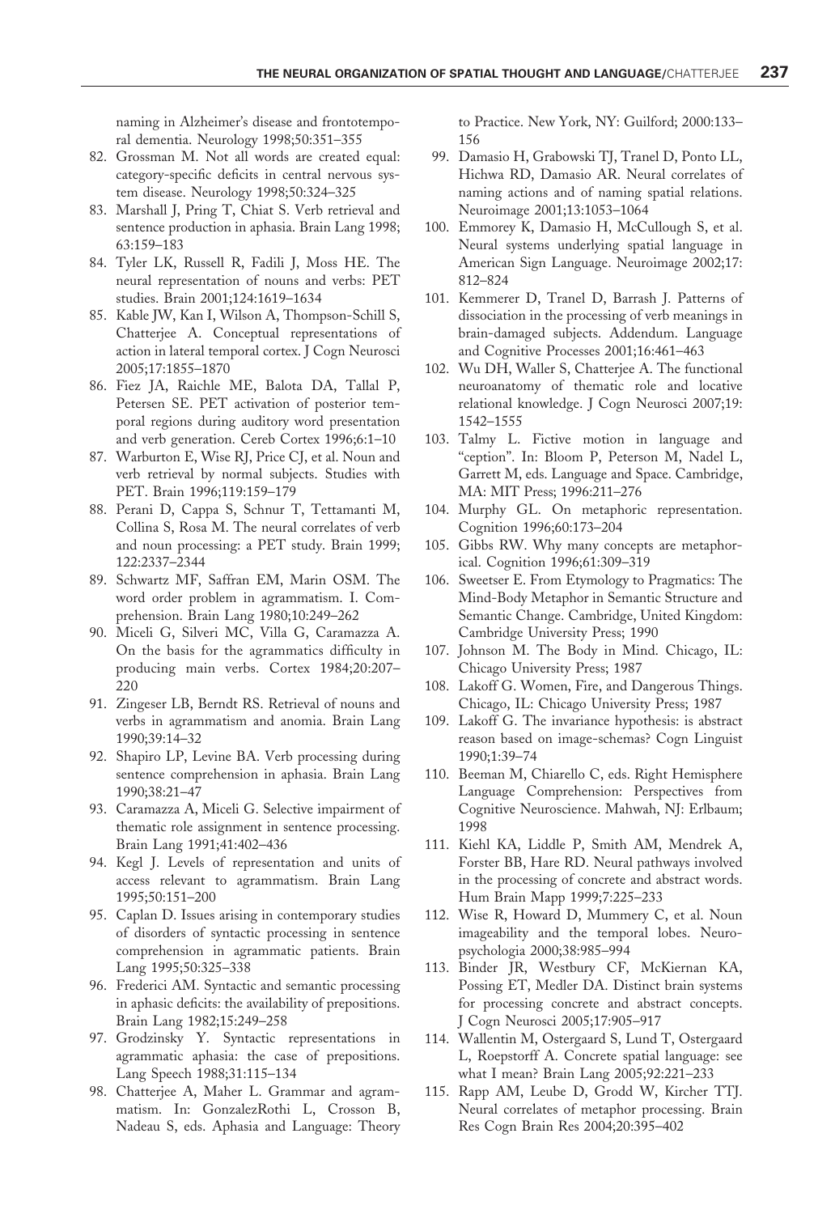naming in Alzheimer's disease and frontotemporal dementia. Neurology 1998;50:351–355

82. Grossman M. Not all words are created equal: category-specific deficits in central nervous system disease. Neurology 1998;50:324–325
83. Marshall J, Pring T, Chiat S. Verb retrieval and sentence production in aphasia. Brain Lang 1998; 63:159–183
84. Tyler LK, Russell R, Fadili J, Moss HE. The neural representation of nouns and verbs: PET studies. Brain 2001;124:1619–1634
85. Kable JW, Kan I, Wilson A, Thompson-Schill S, Chatterjee A. Conceptual representations of action in lateral temporal cortex. J Cogn Neurosci 2005;17:1855–1870
86. Fiez JA, Raichle ME, Balota DA, Tallal P, Petersen SE. PET activation of posterior temporal regions during auditory word presentation and verb generation. Cereb Cortex 1996;6:1–10
87. Warburton E, Wise RJ, Price CJ, et al. Noun and verb retrieval by normal subjects. Studies with PET. Brain 1996;119:159–179
88. Perani D, Cappa S, Schnur T, Tettamanti M, Collina S, Rosa M. The neural correlates of verb and noun processing: a PET study. Brain 1999; 122:2337–2344
89. Schwartz MF, Saffran EM, Marin OSM. The word order problem in agrammatism. I. Comprehension. Brain Lang 1980;10:249–262
90. Miceli G, Silveri MC, Villa G, Caramazza A. On the basis for the agrammatics difficulty in producing main verbs. Cortex 1984;20:207–220
91. Zingeser LB, Berndt RS. Retrieval of nouns and verbs in agrammatism and anomia. Brain Lang 1990;39:14–32
92. Shapiro LP, Levine BA. Verb processing during sentence comprehension in aphasia. Brain Lang 1990;38:21–47
93. Caramazza A, Miceli G. Selective impairment of thematic role assignment in sentence processing. Brain Lang 1991;41:402–436
94. Kegl J. Levels of representation and units of access relevant to agrammatism. Brain Lang 1995;50:151–200
95. Caplan D. Issues arising in contemporary studies of disorders of syntactic processing in sentence comprehension in agrammatic patients. Brain Lang 1995;50:325–338
96. Frederici AM. Syntactic and semantic processing in aphasic deficits: the availability of prepositions. Brain Lang 1982;15:249–258
97. Grodzinsky Y. Syntactic representations in agrammatic aphasia: the case of prepositions. Lang Speech 1988;31:115–134
98. Chatterjee A, Maher L. Grammar and agrammatism. In: GonzalezRothi L, Crosson B, Nadeau S, eds. Aphasia and Language: Theory to Practice. New York, NY: Guilford; 2000:133–156
99. Damasio H, Grabowski TJ, Tranel D, Ponto LL, Hichwa RD, Damasio AR. Neural correlates of naming actions and of naming spatial relations. Neuroimage 2001;13:1053–1064
100. Emmorey K, Damasio H, McCullough S, et al. Neural systems underlying spatial language in American Sign Language. Neuroimage 2002;17: 812–824
101. Kemmerer D, Tranel D, Barrash J. Patterns of dissociation in the processing of verb meanings in brain-damaged subjects. Addendum. Language and Cognitive Processes 2001;16:461–463
102. Wu DH, Waller S, Chatterjee A. The functional neuroanatomy of thematic role and locative relational knowledge. J Cogn Neurosci 2007;19: 1542–1555
103. Talmy L. Fictive motion in language and "ception". In: Bloom P, Peterson M, Nadel L, Garrett M, eds. Language and Space. Cambridge, MA: MIT Press; 1996:211–276
104. Murphy GL. On metaphoric representation. Cognition 1996;60:173–204
105. Gibbs RW. Why many concepts are metaphorical. Cognition 1996;61:309–319
106. Sweetser E. From Etymology to Pragmatics: The Mind-Body Metaphor in Semantic Structure and Semantic Change. Cambridge, United Kingdom: Cambridge University Press; 1990
107. Johnson M. The Body in Mind. Chicago, IL: Chicago University Press; 1987
108. Lakoff G. Women, Fire, and Dangerous Things. Chicago, IL: Chicago University Press; 1987
109. Lakoff G. The invariance hypothesis: is abstract reason based on image-schemas? Cogn Linguist 1990;1:39–74
110. Beeman M, Chiarello C, eds. Right Hemisphere Language Comprehension: Perspectives from Cognitive Neuroscience. Mahwah, NJ: Erlbaum; 1998
111. Kiehl KA, Liddle P, Smith AM, Mendrek A, Forster BB, Hare RD. Neural pathways involved in the processing of concrete and abstract words. Hum Brain Mapp 1999;7:225–233
112. Wise R, Howard D, Mummery C, et al. Noun imageability and the temporal lobes. Neuropsychologia 2000;38:985–994
113. Binder JR, Westbury CF, McKiernan KA, Possing ET, Medler DA. Distinct brain systems for processing concrete and abstract concepts. J Cogn Neurosci 2005;17:905–917
114. Wallentin M, Ostergaard S, Lund T, Ostergaard L, Roepstorff A. Concrete spatial language: see what I mean? Brain Lang 2005;92:221–233
115. Rapp AM, Leube D, Grodd W, Kircher TTJ. Neural correlates of metaphor processing. Brain Res Cogn Brain Res 2004;20:395–402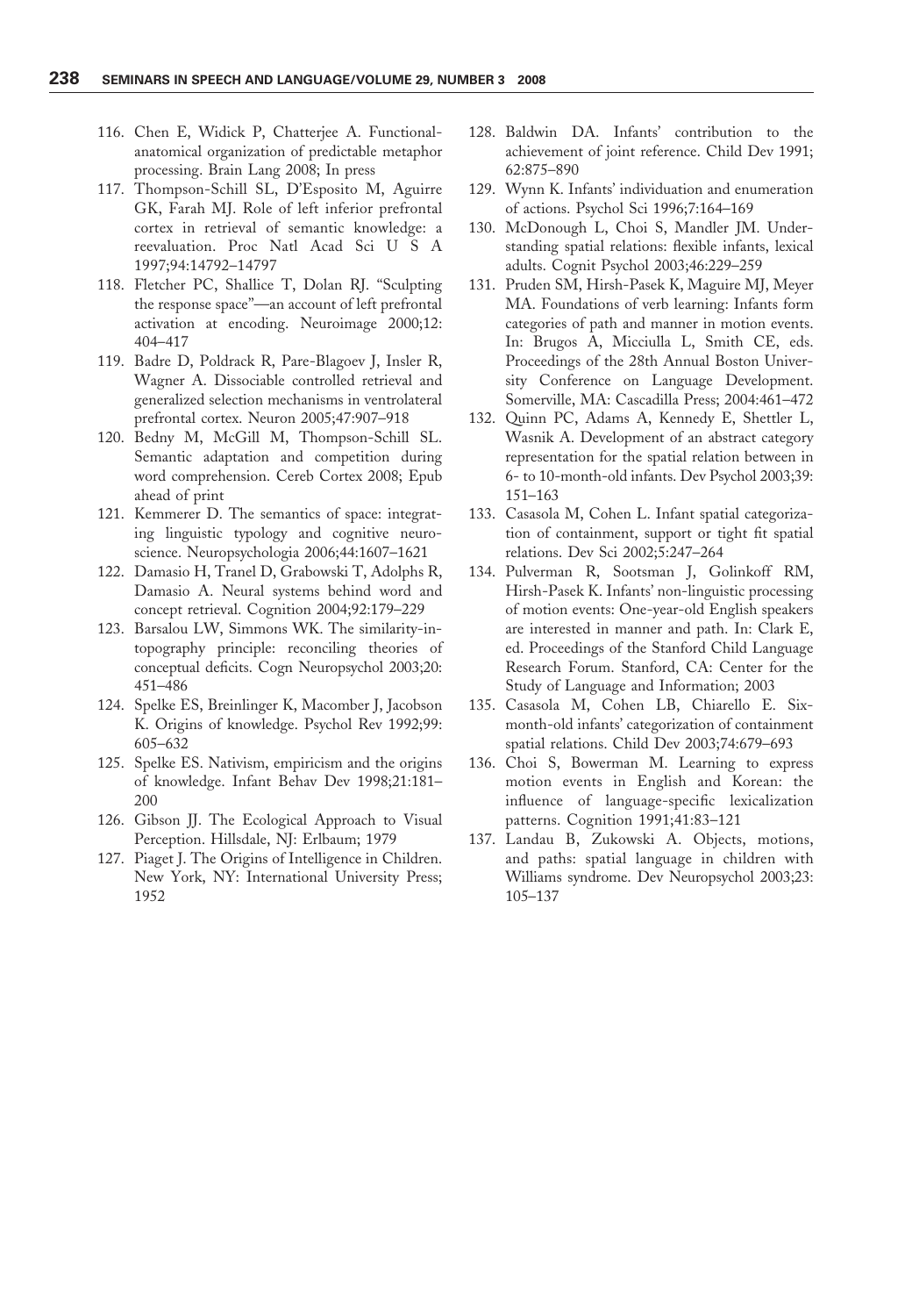116. Chen E, Widick P, Chatterjee A. Functional-anatomical organization of predictable metaphor processing. Brain Lang 2008; In press
117. Thompson-Schill SL, D'Esposito M, Aguirre GK, Farah MJ. Role of left inferior prefrontal cortex in retrieval of semantic knowledge: a reevaluation. Proc Natl Acad Sci U S A 1997;94:14792–14797
118. Fletcher PC, Shallice T, Dolan RJ. "Sculpting the response space"—an account of left prefrontal activation at encoding. Neuroimage 2000;12: 404–417
119. Badre D, Poldrack R, Pare-Blagoev J, Insler R, Wagner A. Dissociable controlled retrieval and generalized selection mechanisms in ventrolateral prefrontal cortex. Neuron 2005;47:907–918
120. Bedny M, McGill M, Thompson-Schill SL. Semantic adaptation and competition during word comprehension. Cereb Cortex 2008; Epub ahead of print
121. Kemmerer D. The semantics of space: integrating linguistic typology and cognitive neuroscience. Neuropsychologia 2006;44:1607–1621
122. Damasio H, Tranel D, Grabowski T, Adolphs R, Damasio A. Neural systems behind word and concept retrieval. Cognition 2004;92:179–229
123. Barsalou LW, Simmons WK. The similarity-in-topography principle: reconciling theories of conceptual deficits. Cogn Neuropsychol 2003;20: 451–486
124. Spelke ES, Breinlinger K, Macomber J, Jacobson K. Origins of knowledge. Psychol Rev 1992;99: 605–632
125. Spelke ES. Nativism, empiricism and the origins of knowledge. Infant Behav Dev 1998;21:181–200
126. Gibson JJ. The Ecological Approach to Visual Perception. Hillsdale, NJ: Erlbaum; 1979
127. Piaget J. The Origins of Intelligence in Children. New York, NY: International University Press; 1952
128. Baldwin DA. Infants' contribution to the achievement of joint reference. Child Dev 1991; 62:875–890
129. Wynn K. Infants' individuation and enumeration of actions. Psychol Sci 1996;7:164–169
130. McDonough L, Choi S, Mandler JM. Understanding spatial relations: flexible infants, lexical adults. Cognit Psychol 2003;46:229–259
131. Pruden SM, Hirsh-Pasek K, Maguire MJ, Meyer MA. Foundations of verb learning: Infants form categories of path and manner in motion events. In: Brugos A, Micciulla L, Smith CE, eds. Proceedings of the 28th Annual Boston University Conference on Language Development. Somerville, MA: Cascadilla Press; 2004:461–472
132. Quinn PC, Adams A, Kennedy E, Shettler L, Wasnik A. Development of an abstract category representation for the spatial relation between in 6- to 10-month-old infants. Dev Psychol 2003;39: 151–163
133. Casasola M, Cohen L. Infant spatial categorization of containment, support or tight fit spatial relations. Dev Sci 2002;5:247–264
134. Pulverman R, Sootsman J, Golinkoff RM, Hirsh-Pasek K. Infants' non-linguistic processing of motion events: One-year-old English speakers are interested in manner and path. In: Clark E, ed. Proceedings of the Stanford Child Language Research Forum. Stanford, CA: Center for the Study of Language and Information; 2003
135. Casasola M, Cohen LB, Chiarello E. Six-month-old infants' categorization of containment spatial relations. Child Dev 2003;74:679–693
136. Choi S, Bowerman M. Learning to express motion events in English and Korean: the influence of language-specific lexicalization patterns. Cognition 1991;41:83–121
137. Landau B, Zukowski A. Objects, motions, and paths: spatial language in children with Williams syndrome. Dev Neuropsychol 2003;23: 105–137